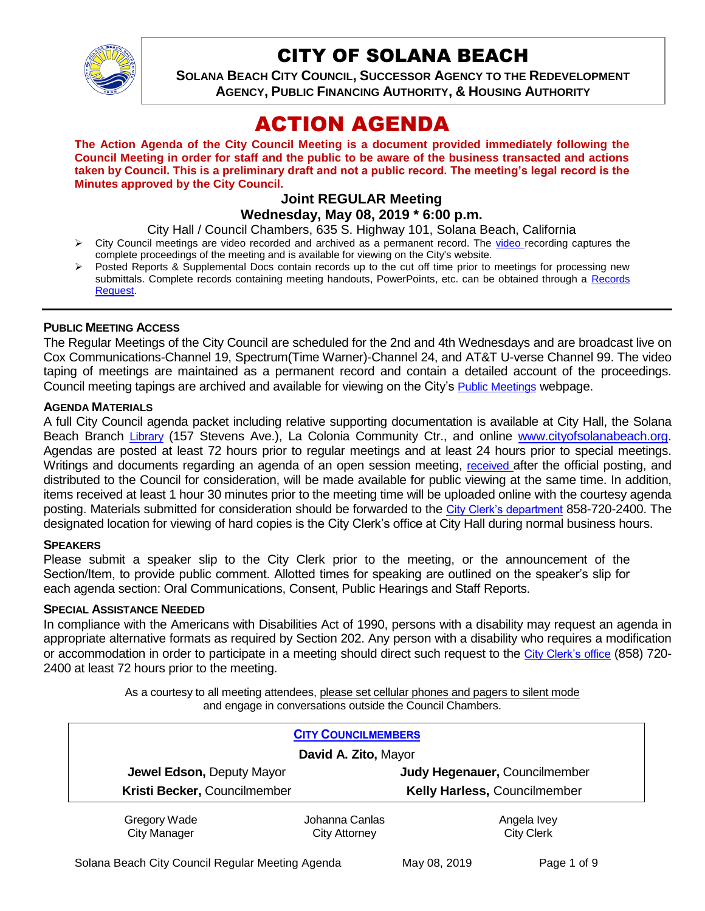# CITY OF SOLANA BEACH

**SOLANA BEACH CITY COUNCIL, SUCCESSOR AGENCY TO THE REDEVELOPMENT AGENCY, PUBLIC FINANCING AUTHORITY, & HOUSING AUTHORITY**

# ACTION AGENDA

**The Action Agenda of the City Council Meeting is a document provided immediately following the Council Meeting in order for staff and the public to be aware of the business transacted and actions taken by Council. This is a preliminary draft and not a public record. The meeting's legal record is the Minutes approved by the City Council.**

**Joint REGULAR Meeting**
**Wednesday, May 08, 2019 * 6:00 p.m.**

City Hall / Council Chambers, 635 S. Highway 101, Solana Beach, California

- City Council meetings are video recorded and archived as a permanent record. The video recording captures the complete proceedings of the meeting and is available for viewing on the City's website.
- Posted Reports & Supplemental Docs contain records up to the cut off time prior to meetings for processing new submittals. Complete records containing meeting handouts, PowerPoints, etc. can be obtained through a Records Request.

---

#### PUBLIC MEETING ACCESS

The Regular Meetings of the City Council are scheduled for the 2nd and 4th Wednesdays and are broadcast live on Cox Communications-Channel 19, Spectrum(Time Warner)-Channel 24, and AT&T U-verse Channel 99. The video taping of meetings are maintained as a permanent record and contain a detailed account of the proceedings. Council meeting tapings are archived and available for viewing on the City's Public Meetings webpage.

#### AGENDA MATERIALS

A full City Council agenda packet including relative supporting documentation is available at City Hall, the Solana Beach Branch Library (157 Stevens Ave.), La Colonia Community Ctr., and online www.cityofsolanabeach.org. Agendas are posted at least 72 hours prior to regular meetings and at least 24 hours prior to special meetings. Writings and documents regarding an agenda of an open session meeting, received after the official posting, and distributed to the Council for consideration, will be made available for public viewing at the same time. In addition, items received at least 1 hour 30 minutes prior to the meeting time will be uploaded online with the courtesy agenda posting. Materials submitted for consideration should be forwarded to the City Clerk's department 858-720-2400. The designated location for viewing of hard copies is the City Clerk's office at City Hall during normal business hours.

#### SPEAKERS

Please submit a speaker slip to the City Clerk prior to the meeting, or the announcement of the Section/Item, to provide public comment. Allotted times for speaking are outlined on the speaker's slip for each agenda section: Oral Communications, Consent, Public Hearings and Staff Reports.

#### SPECIAL ASSISTANCE NEEDED

In compliance with the Americans with Disabilities Act of 1990, persons with a disability may request an agenda in appropriate alternative formats as required by Section 202. Any person with a disability who requires a modification or accommodation in order to participate in a meeting should direct such request to the City Clerk's office (858) 720-2400 at least 72 hours prior to the meeting.

As a courtesy to all meeting attendees, please set cellular phones and pagers to silent mode and engage in conversations outside the Council Chambers.

**CITY COUNCILMEMBERS**

**David A. Zito,** Mayor

| | |
|---|---|
| **Jewel Edson,** Deputy Mayor | **Judy Hegenauer,** Councilmember |
| **Kristi Becker,** Councilmember | **Kelly Harless,** Councilmember |

| | | |
|---|---|---|
| Gregory Wade<br>City Manager | Johanna Canlas<br>City Attorney | Angela Ivey<br>City Clerk |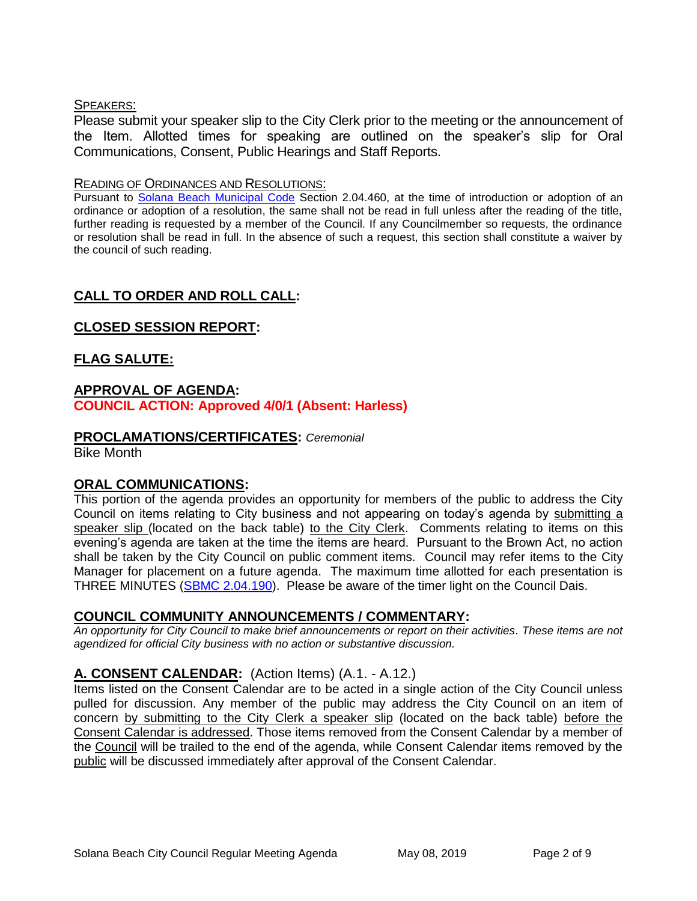SPEAKERS:

Please submit your speaker slip to the City Clerk prior to the meeting or the announcement of the Item. Allotted times for speaking are outlined on the speaker's slip for Oral Communications, Consent, Public Hearings and Staff Reports.

READING OF ORDINANCES AND RESOLUTIONS:

Pursuant to Solana Beach Municipal Code Section 2.04.460, at the time of introduction or adoption of an ordinance or adoption of a resolution, the same shall not be read in full unless after the reading of the title, further reading is requested by a member of the Council. If any Councilmember so requests, the ordinance or resolution shall be read in full. In the absence of such a request, this section shall constitute a waiver by the council of such reading.

## CALL TO ORDER AND ROLL CALL:

## CLOSED SESSION REPORT:

## FLAG SALUTE:

## APPROVAL OF AGENDA:

**COUNCIL ACTION: Approved 4/0/1 (Absent: Harless)**

## PROCLAMATIONS/CERTIFICATES: *Ceremonial*

Bike Month

## ORAL COMMUNICATIONS:

This portion of the agenda provides an opportunity for members of the public to address the City Council on items relating to City business and not appearing on today's agenda by submitting a speaker slip (located on the back table) to the City Clerk. Comments relating to items on this evening's agenda are taken at the time the items are heard. Pursuant to the Brown Act, no action shall be taken by the City Council on public comment items. Council may refer items to the City Manager for placement on a future agenda. The maximum time allotted for each presentation is THREE MINUTES (SBMC 2.04.190). Please be aware of the timer light on the Council Dais.

## COUNCIL COMMUNITY ANNOUNCEMENTS / COMMENTARY:

*An opportunity for City Council to make brief announcements or report on their activities. These items are not agendized for official City business with no action or substantive discussion.*

## A. CONSENT CALENDAR: (Action Items) (A.1. - A.12.)

Items listed on the Consent Calendar are to be acted in a single action of the City Council unless pulled for discussion. Any member of the public may address the City Council on an item of concern by submitting to the City Clerk a speaker slip (located on the back table) before the Consent Calendar is addressed. Those items removed from the Consent Calendar by a member of the Council will be trailed to the end of the agenda, while Consent Calendar items removed by the public will be discussed immediately after approval of the Consent Calendar.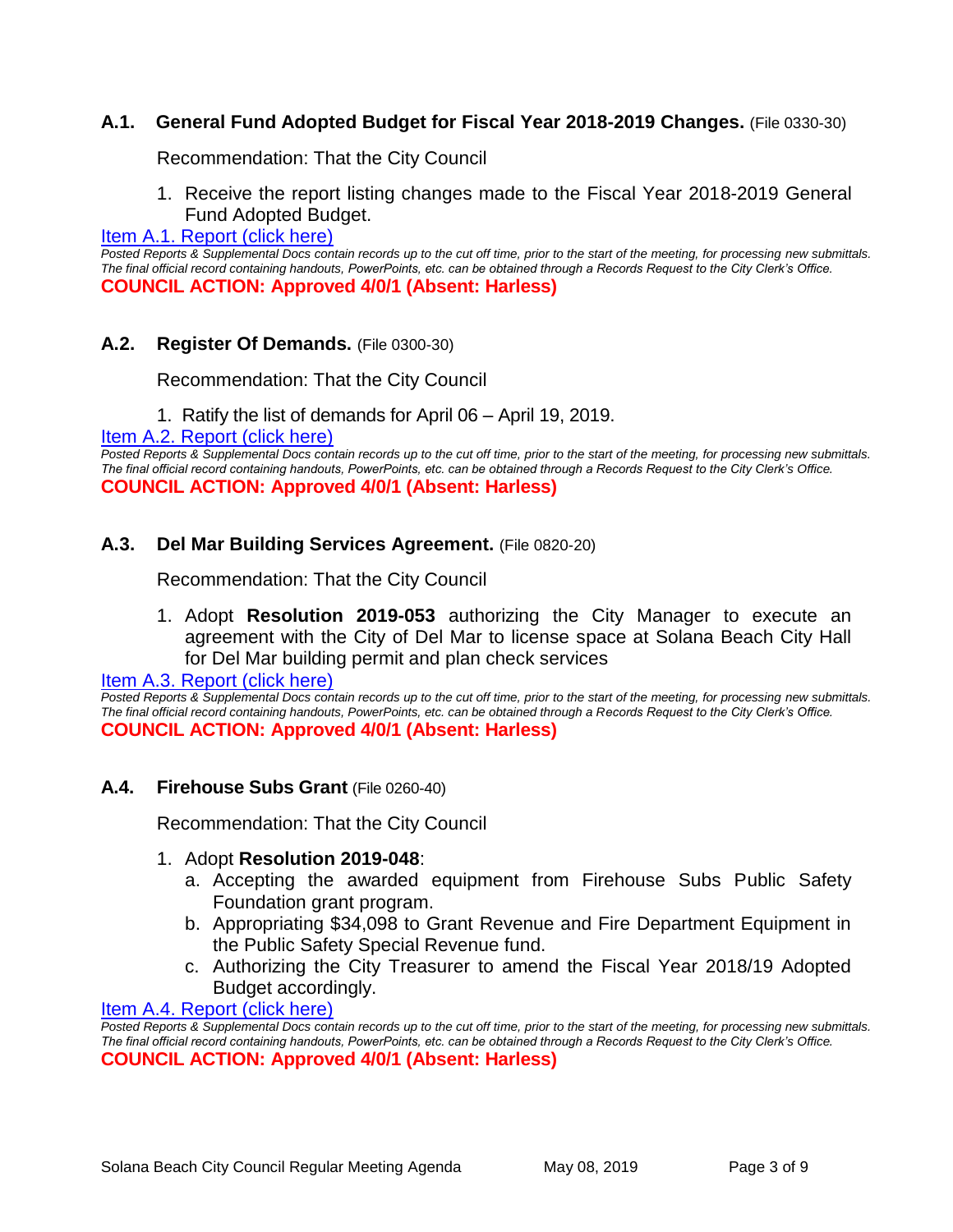### A.1. General Fund Adopted Budget for Fiscal Year 2018-2019 Changes. (File 0330-30)

Recommendation: That the City Council

1. Receive the report listing changes made to the Fiscal Year 2018-2019 General Fund Adopted Budget.

[Item A.1. Report (click here)]

*Posted Reports & Supplemental Docs contain records up to the cut off time, prior to the start of the meeting, for processing new submittals. The final official record containing handouts, PowerPoints, etc. can be obtained through a Records Request to the City Clerk's Office.*

**COUNCIL ACTION: Approved 4/0/1 (Absent: Harless)**

### A.2. Register Of Demands. (File 0300-30)

Recommendation: That the City Council

1. Ratify the list of demands for April 06 – April 19, 2019.

[Item A.2. Report (click here)]

*Posted Reports & Supplemental Docs contain records up to the cut off time, prior to the start of the meeting, for processing new submittals. The final official record containing handouts, PowerPoints, etc. can be obtained through a Records Request to the City Clerk's Office.*

**COUNCIL ACTION: Approved 4/0/1 (Absent: Harless)**

### A.3. Del Mar Building Services Agreement. (File 0820-20)

Recommendation: That the City Council

1. Adopt **Resolution 2019-053** authorizing the City Manager to execute an agreement with the City of Del Mar to license space at Solana Beach City Hall for Del Mar building permit and plan check services

[Item A.3. Report (click here)]

*Posted Reports & Supplemental Docs contain records up to the cut off time, prior to the start of the meeting, for processing new submittals. The final official record containing handouts, PowerPoints, etc. can be obtained through a Records Request to the City Clerk's Office.*

**COUNCIL ACTION: Approved 4/0/1 (Absent: Harless)**

### A.4. Firehouse Subs Grant (File 0260-40)

Recommendation: That the City Council

1. Adopt **Resolution 2019-048**:
   a. Accepting the awarded equipment from Firehouse Subs Public Safety Foundation grant program.
   b. Appropriating $34,098 to Grant Revenue and Fire Department Equipment in the Public Safety Special Revenue fund.
   c. Authorizing the City Treasurer to amend the Fiscal Year 2018/19 Adopted Budget accordingly.

[Item A.4. Report (click here)]

*Posted Reports & Supplemental Docs contain records up to the cut off time, prior to the start of the meeting, for processing new submittals. The final official record containing handouts, PowerPoints, etc. can be obtained through a Records Request to the City Clerk's Office.*

**COUNCIL ACTION: Approved 4/0/1 (Absent: Harless)**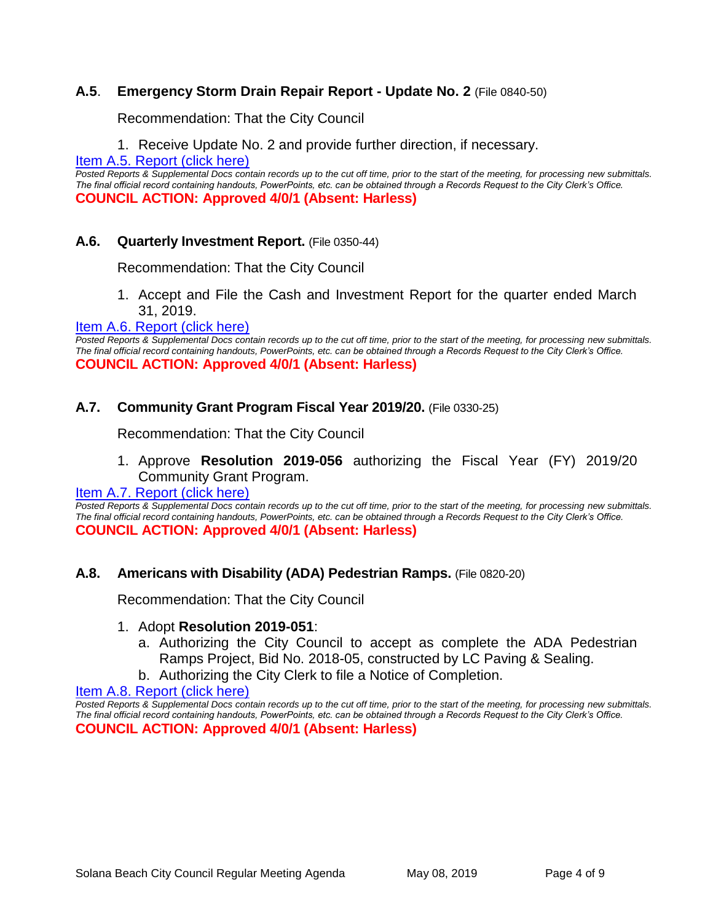**A.5**. **Emergency Storm Drain Repair Report - Update No. 2** (File 0840-50)

Recommendation: That the City Council

1. Receive Update No. 2 and provide further direction, if necessary.

[Item A.5. Report (click here)]

*Posted Reports & Supplemental Docs contain records up to the cut off time, prior to the start of the meeting, for processing new submittals. The final official record containing handouts, PowerPoints, etc. can be obtained through a Records Request to the City Clerk's Office.*

**COUNCIL ACTION: Approved 4/0/1 (Absent: Harless)**

**A.6.** **Quarterly Investment Report.** (File 0350-44)

Recommendation: That the City Council

1. Accept and File the Cash and Investment Report for the quarter ended March 31, 2019.

[Item A.6. Report (click here)]

*Posted Reports & Supplemental Docs contain records up to the cut off time, prior to the start of the meeting, for processing new submittals. The final official record containing handouts, PowerPoints, etc. can be obtained through a Records Request to the City Clerk's Office.*

**COUNCIL ACTION: Approved 4/0/1 (Absent: Harless)**

**A.7.** **Community Grant Program Fiscal Year 2019/20.** (File 0330-25)

Recommendation: That the City Council

1. Approve **Resolution 2019-056** authorizing the Fiscal Year (FY) 2019/20 Community Grant Program.

[Item A.7. Report (click here)]

*Posted Reports & Supplemental Docs contain records up to the cut off time, prior to the start of the meeting, for processing new submittals. The final official record containing handouts, PowerPoints, etc. can be obtained through a Records Request to the City Clerk's Office.*

**COUNCIL ACTION: Approved 4/0/1 (Absent: Harless)**

**A.8.** **Americans with Disability (ADA) Pedestrian Ramps.** (File 0820-20)

Recommendation: That the City Council

1. Adopt **Resolution 2019-051**:
   a. Authorizing the City Council to accept as complete the ADA Pedestrian Ramps Project, Bid No. 2018-05, constructed by LC Paving & Sealing.
   b. Authorizing the City Clerk to file a Notice of Completion.

[Item A.8. Report (click here)]

*Posted Reports & Supplemental Docs contain records up to the cut off time, prior to the start of the meeting, for processing new submittals. The final official record containing handouts, PowerPoints, etc. can be obtained through a Records Request to the City Clerk's Office.*

**COUNCIL ACTION: Approved 4/0/1 (Absent: Harless)**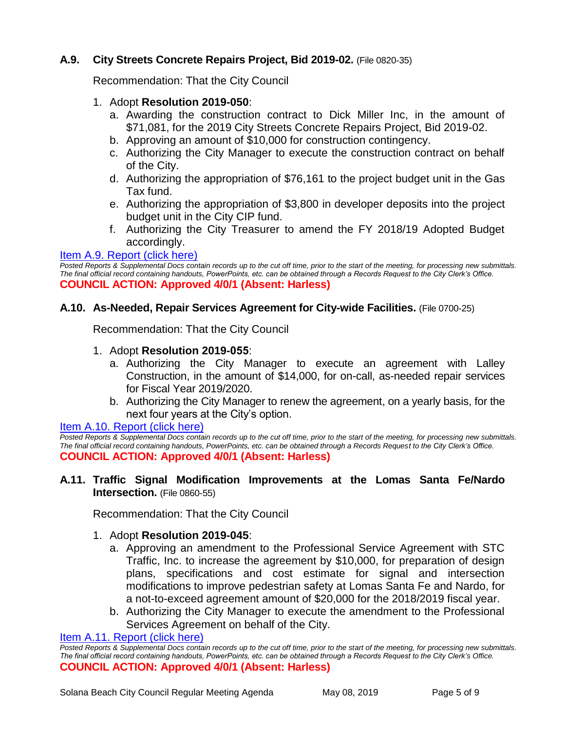### A.9. City Streets Concrete Repairs Project, Bid 2019-02. (File 0820-35)

Recommendation: That the City Council

1. Adopt **Resolution 2019-050**:
   a. Awarding the construction contract to Dick Miller Inc, in the amount of $71,081, for the 2019 City Streets Concrete Repairs Project, Bid 2019-02.
   b. Approving an amount of $10,000 for construction contingency.
   c. Authorizing the City Manager to execute the construction contract on behalf of the City.
   d. Authorizing the appropriation of $76,161 to the project budget unit in the Gas Tax fund.
   e. Authorizing the appropriation of $3,800 in developer deposits into the project budget unit in the City CIP fund.
   f. Authorizing the City Treasurer to amend the FY 2018/19 Adopted Budget accordingly.

Item A.9. Report (click here)

*Posted Reports & Supplemental Docs contain records up to the cut off time, prior to the start of the meeting, for processing new submittals. The final official record containing handouts, PowerPoints, etc. can be obtained through a Records Request to the City Clerk's Office.*

**COUNCIL ACTION: Approved 4/0/1 (Absent: Harless)**

### A.10. As-Needed, Repair Services Agreement for City-wide Facilities. (File 0700-25)

Recommendation: That the City Council

1. Adopt **Resolution 2019-055**:
   a. Authorizing the City Manager to execute an agreement with Lalley Construction, in the amount of $14,000, for on-call, as-needed repair services for Fiscal Year 2019/2020.
   b. Authorizing the City Manager to renew the agreement, on a yearly basis, for the next four years at the City's option.

Item A.10. Report (click here)

*Posted Reports & Supplemental Docs contain records up to the cut off time, prior to the start of the meeting, for processing new submittals. The final official record containing handouts, PowerPoints, etc. can be obtained through a Records Request to the City Clerk's Office.*

**COUNCIL ACTION: Approved 4/0/1 (Absent: Harless)**

### A.11. Traffic Signal Modification Improvements at the Lomas Santa Fe/Nardo Intersection. (File 0860-55)

Recommendation: That the City Council

1. Adopt **Resolution 2019-045**:
   a. Approving an amendment to the Professional Service Agreement with STC Traffic, Inc. to increase the agreement by $10,000, for preparation of design plans, specifications and cost estimate for signal and intersection modifications to improve pedestrian safety at Lomas Santa Fe and Nardo, for a not-to-exceed agreement amount of $20,000 for the 2018/2019 fiscal year.
   b. Authorizing the City Manager to execute the amendment to the Professional Services Agreement on behalf of the City.

Item A.11. Report (click here)

*Posted Reports & Supplemental Docs contain records up to the cut off time, prior to the start of the meeting, for processing new submittals. The final official record containing handouts, PowerPoints, etc. can be obtained through a Records Request to the City Clerk's Office.*

**COUNCIL ACTION: Approved 4/0/1 (Absent: Harless)**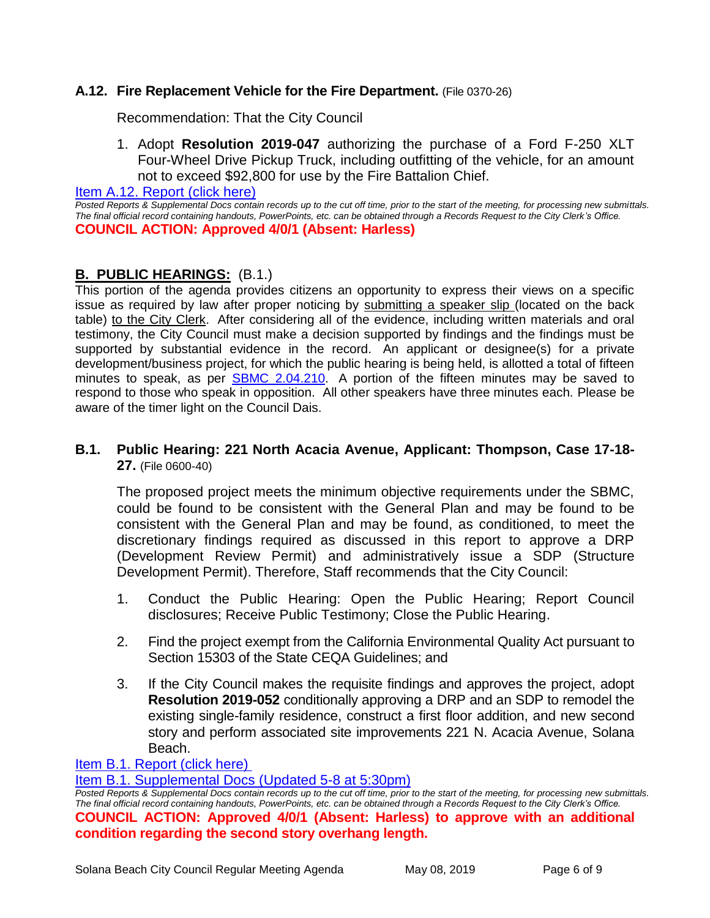### A.12. Fire Replacement Vehicle for the Fire Department. (File 0370-26)

Recommendation: That the City Council

1. Adopt **Resolution 2019-047** authorizing the purchase of a Ford F-250 XLT Four-Wheel Drive Pickup Truck, including outfitting of the vehicle, for an amount not to exceed $92,800 for use by the Fire Battalion Chief.

[Item A.12. Report (click here)]

*Posted Reports & Supplemental Docs contain records up to the cut off time, prior to the start of the meeting, for processing new submittals. The final official record containing handouts, PowerPoints, etc. can be obtained through a Records Request to the City Clerk's Office.*

**COUNCIL ACTION: Approved 4/0/1 (Absent: Harless)**

## B. PUBLIC HEARINGS: (B.1.)

This portion of the agenda provides citizens an opportunity to express their views on a specific issue as required by law after proper noticing by submitting a speaker slip (located on the back table) to the City Clerk. After considering all of the evidence, including written materials and oral testimony, the City Council must make a decision supported by findings and the findings must be supported by substantial evidence in the record. An applicant or designee(s) for a private development/business project, for which the public hearing is being held, is allotted a total of fifteen minutes to speak, as per SBMC 2.04.210. A portion of the fifteen minutes may be saved to respond to those who speak in opposition. All other speakers have three minutes each. Please be aware of the timer light on the Council Dais.

### B.1. Public Hearing: 221 North Acacia Avenue, Applicant: Thompson, Case 17-18-27. (File 0600-40)

The proposed project meets the minimum objective requirements under the SBMC, could be found to be consistent with the General Plan and may be found to be consistent with the General Plan and may be found, as conditioned, to meet the discretionary findings required as discussed in this report to approve a DRP (Development Review Permit) and administratively issue a SDP (Structure Development Permit). Therefore, Staff recommends that the City Council:

1. Conduct the Public Hearing: Open the Public Hearing; Report Council disclosures; Receive Public Testimony; Close the Public Hearing.

2. Find the project exempt from the California Environmental Quality Act pursuant to Section 15303 of the State CEQA Guidelines; and

3. If the City Council makes the requisite findings and approves the project, adopt **Resolution 2019-052** conditionally approving a DRP and an SDP to remodel the existing single-family residence, construct a first floor addition, and new second story and perform associated site improvements 221 N. Acacia Avenue, Solana Beach.

[Item B.1. Report (click here)]

[Item B.1. Supplemental Docs (Updated 5-8 at 5:30pm)]

*Posted Reports & Supplemental Docs contain records up to the cut off time, prior to the start of the meeting, for processing new submittals. The final official record containing handouts, PowerPoints, etc. can be obtained through a Records Request to the City Clerk's Office.*

**COUNCIL ACTION: Approved 4/0/1 (Absent: Harless) to approve with an additional condition regarding the second story overhang length.**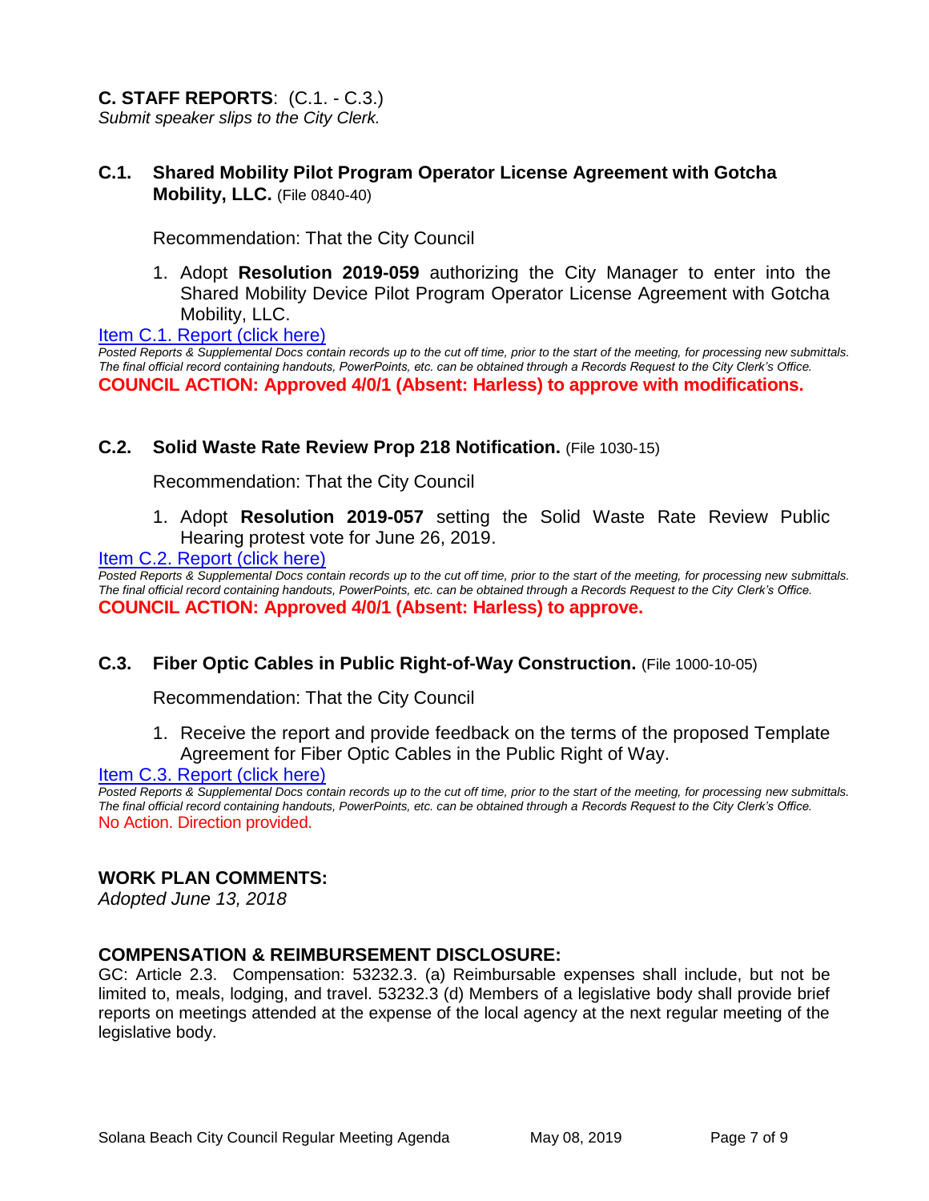## C. STAFF REPORTS: (C.1. - C.3.)

*Submit speaker slips to the City Clerk.*

### C.1. Shared Mobility Pilot Program Operator License Agreement with Gotcha Mobility, LLC. (File 0840-40)

Recommendation: That the City Council

1. Adopt **Resolution 2019-059** authorizing the City Manager to enter into the Shared Mobility Device Pilot Program Operator License Agreement with Gotcha Mobility, LLC.

Item C.1. Report (click here)

*Posted Reports & Supplemental Docs contain records up to the cut off time, prior to the start of the meeting, for processing new submittals. The final official record containing handouts, PowerPoints, etc. can be obtained through a Records Request to the City Clerk's Office.*

**COUNCIL ACTION: Approved 4/0/1 (Absent: Harless) to approve with modifications.**

### C.2. Solid Waste Rate Review Prop 218 Notification. (File 1030-15)

Recommendation: That the City Council

1. Adopt **Resolution 2019-057** setting the Solid Waste Rate Review Public Hearing protest vote for June 26, 2019.

Item C.2. Report (click here)

*Posted Reports & Supplemental Docs contain records up to the cut off time, prior to the start of the meeting, for processing new submittals. The final official record containing handouts, PowerPoints, etc. can be obtained through a Records Request to the City Clerk's Office.*

**COUNCIL ACTION: Approved 4/0/1 (Absent: Harless) to approve.**

### C.3. Fiber Optic Cables in Public Right-of-Way Construction. (File 1000-10-05)

Recommendation: That the City Council

1. Receive the report and provide feedback on the terms of the proposed Template Agreement for Fiber Optic Cables in the Public Right of Way.

Item C.3. Report (click here)

*Posted Reports & Supplemental Docs contain records up to the cut off time, prior to the start of the meeting, for processing new submittals. The final official record containing handouts, PowerPoints, etc. can be obtained through a Records Request to the City Clerk's Office.*

No Action. Direction provided.

## WORK PLAN COMMENTS:

*Adopted June 13, 2018*

## COMPENSATION & REIMBURSEMENT DISCLOSURE:

GC: Article 2.3. Compensation: 53232.3. (a) Reimbursable expenses shall include, but not be limited to, meals, lodging, and travel. 53232.3 (d) Members of a legislative body shall provide brief reports on meetings attended at the expense of the local agency at the next regular meeting of the legislative body.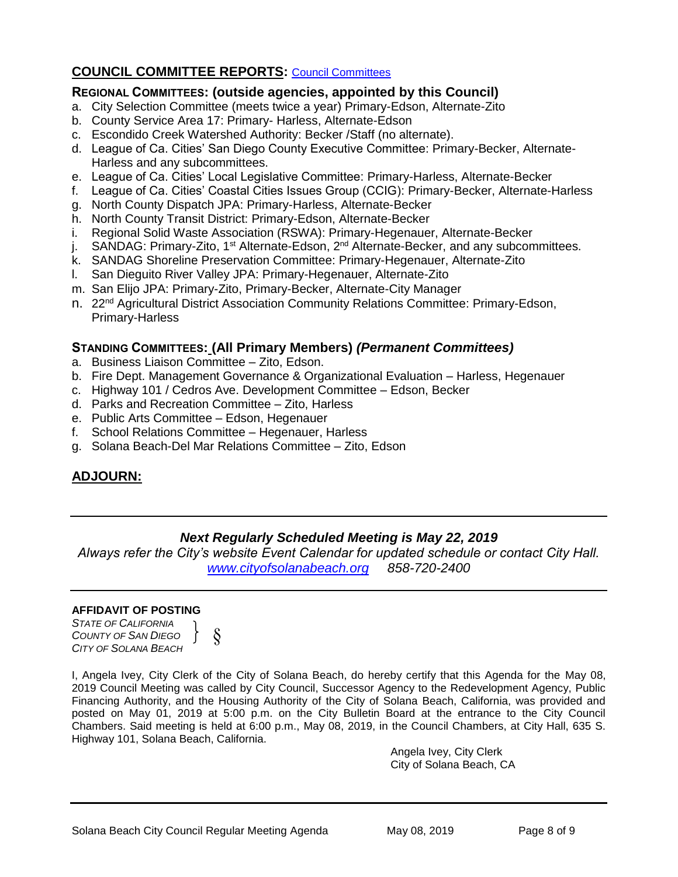## COUNCIL COMMITTEE REPORTS: [Council Committees]

### REGIONAL COMMITTEES: (outside agencies, appointed by this Council)

a. City Selection Committee (meets twice a year) Primary-Edson, Alternate-Zito
b. County Service Area 17: Primary- Harless, Alternate-Edson
c. Escondido Creek Watershed Authority: Becker /Staff (no alternate).
d. League of Ca. Cities' San Diego County Executive Committee: Primary-Becker, Alternate-Harless and any subcommittees.
e. League of Ca. Cities' Local Legislative Committee: Primary-Harless, Alternate-Becker
f. League of Ca. Cities' Coastal Cities Issues Group (CCIG): Primary-Becker, Alternate-Harless
g. North County Dispatch JPA: Primary-Harless, Alternate-Becker
h. North County Transit District: Primary-Edson, Alternate-Becker
i. Regional Solid Waste Association (RSWA): Primary-Hegenauer, Alternate-Becker
j. SANDAG: Primary-Zito, 1st Alternate-Edson, 2nd Alternate-Becker, and any subcommittees.
k. SANDAG Shoreline Preservation Committee: Primary-Hegenauer, Alternate-Zito
l. San Dieguito River Valley JPA: Primary-Hegenauer, Alternate-Zito
m. San Elijo JPA: Primary-Zito, Primary-Becker, Alternate-City Manager
n. 22nd Agricultural District Association Community Relations Committee: Primary-Edson, Primary-Harless

### STANDING COMMITTEES: (All Primary Members) *(Permanent Committees)*

a. Business Liaison Committee – Zito, Edson.
b. Fire Dept. Management Governance & Organizational Evaluation – Harless, Hegenauer
c. Highway 101 / Cedros Ave. Development Committee – Edson, Becker
d. Parks and Recreation Committee – Zito, Harless
e. Public Arts Committee – Edson, Hegenauer
f. School Relations Committee – Hegenauer, Harless
g. Solana Beach-Del Mar Relations Committee – Zito, Edson

## ADJOURN:

---

***Next Regularly Scheduled Meeting is May 22, 2019***

*Always refer the City's website Event Calendar for updated schedule or contact City Hall.*
*[www.cityofsolanabeach.org](http://www.cityofsolanabeach.org)    858-720-2400*

---

**AFFIDAVIT OF POSTING**

*STATE OF CALIFORNIA*
*COUNTY OF SAN DIEGO* } §
*CITY OF SOLANA BEACH*

I, Angela Ivey, City Clerk of the City of Solana Beach, do hereby certify that this Agenda for the May 08, 2019 Council Meeting was called by City Council, Successor Agency to the Redevelopment Agency, Public Financing Authority, and the Housing Authority of the City of Solana Beach, California, was provided and posted on May 01, 2019 at 5:00 p.m. on the City Bulletin Board at the entrance to the City Council Chambers. Said meeting is held at 6:00 p.m., May 08, 2019, in the Council Chambers, at City Hall, 635 S. Highway 101, Solana Beach, California.

Angela Ivey, City Clerk
City of Solana Beach, CA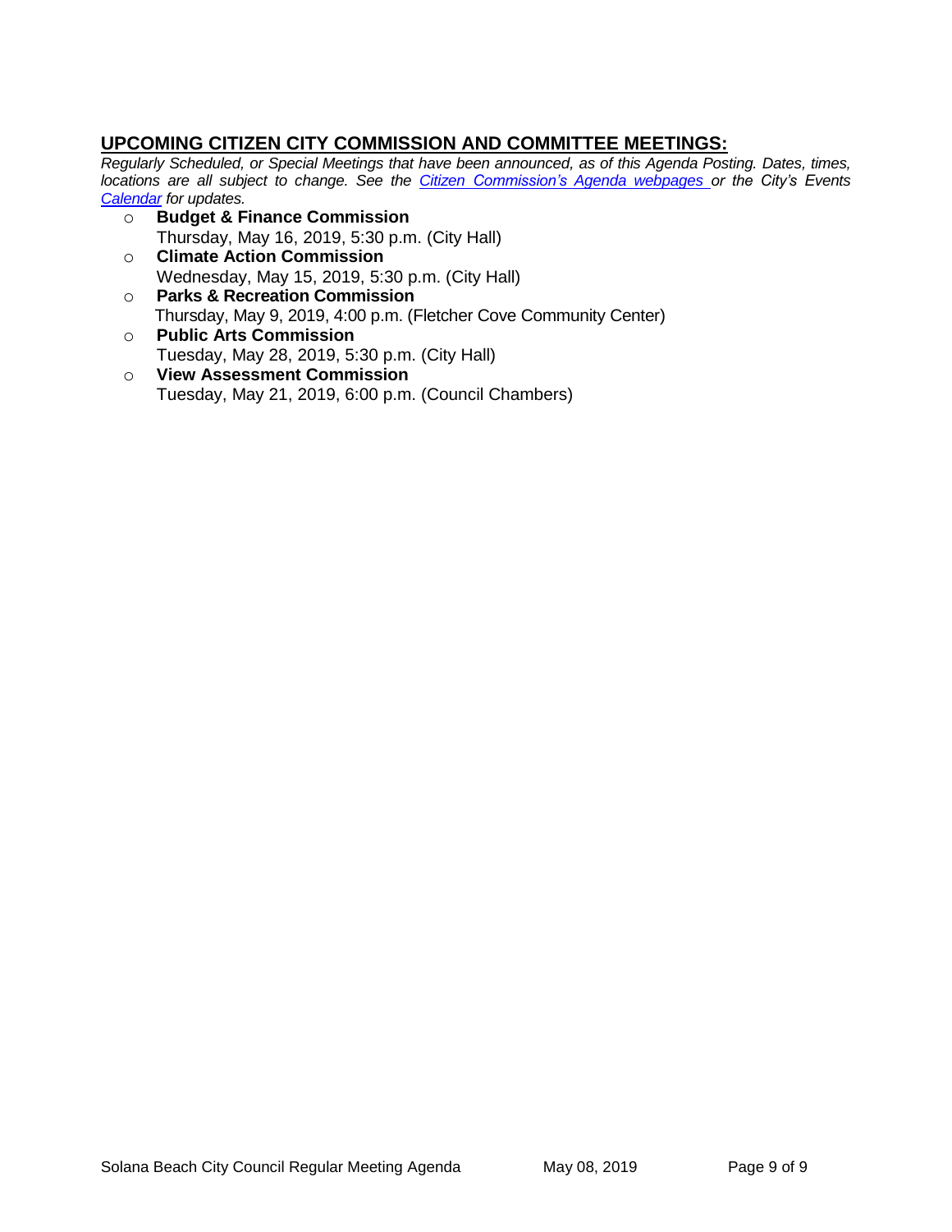## UPCOMING CITIZEN CITY COMMISSION AND COMMITTEE MEETINGS:

*Regularly Scheduled, or Special Meetings that have been announced, as of this Agenda Posting. Dates, times, locations are all subject to change. See the [Citizen Commission's Agenda webpages]() or the City's Events [Calendar]() for updates.*

- **Budget & Finance Commission**
  Thursday, May 16, 2019, 5:30 p.m. (City Hall)
- **Climate Action Commission**
  Wednesday, May 15, 2019, 5:30 p.m. (City Hall)
- **Parks & Recreation Commission**
  Thursday, May 9, 2019, 4:00 p.m. (Fletcher Cove Community Center)
- **Public Arts Commission**
  Tuesday, May 28, 2019, 5:30 p.m. (City Hall)
- **View Assessment Commission**
  Tuesday, May 21, 2019, 6:00 p.m. (Council Chambers)